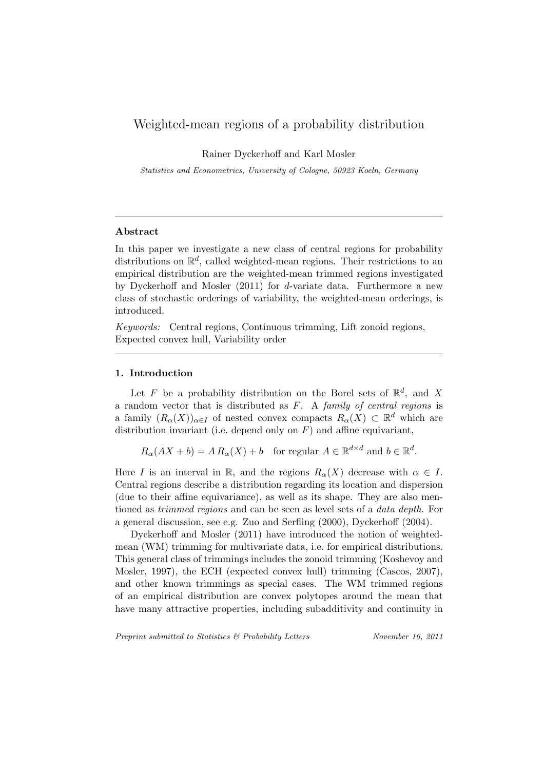# Weighted-mean regions of a probability distribution

Rainer Dyckerhoff and Karl Mosler

*Statistics and Econometrics, University of Cologne, 50923 Koeln, Germany*

---

### Abstract

In this paper we investigate a new class of central regions for probability distributions on $\mathbb{R}^d$, called weighted-mean regions. Their restrictions to an empirical distribution are the weighted-mean trimmed regions investigated by Dyckerhoff and Mosler (2011) for $d$-variate data. Furthermore a new class of stochastic orderings of variability, the weighted-mean orderings, is introduced.

*Keywords:* Central regions, Continuous trimming, Lift zonoid regions, Expected convex hull, Variability order

---

## 1. Introduction

Let $F$ be a probability distribution on the Borel sets of $\mathbb{R}^d$, and $X$ a random vector that is distributed as $F$. A *family of central regions* is a family $(R_\alpha(X))_{\alpha\in I}$ of nested convex compacts $R_\alpha(X) \subset \mathbb{R}^d$ which are distribution invariant (i.e. depend only on $F$) and affine equivariant,

$$R_\alpha(AX + b) = A\, R_\alpha(X) + b \quad \text{for regular } A \in \mathbb{R}^{d\times d} \text{ and } b \in \mathbb{R}^d.$$

Here $I$ is an interval in $\mathbb{R}$, and the regions $R_\alpha(X)$ decrease with $\alpha \in I$. Central regions describe a distribution regarding its location and dispersion (due to their affine equivariance), as well as its shape. They are also mentioned as *trimmed regions* and can be seen as level sets of a *data depth*. For a general discussion, see e.g. Zuo and Serfling (2000), Dyckerhoff (2004).

Dyckerhoff and Mosler (2011) have introduced the notion of weighted-mean (WM) trimming for multivariate data, i.e. for empirical distributions. This general class of trimmings includes the zonoid trimming (Koshevoy and Mosler, 1997), the ECH (expected convex hull) trimming (Cascos, 2007), and other known trimmings as special cases. The WM trimmed regions of an empirical distribution are convex polytopes around the mean that have many attractive properties, including subadditivity and continuity in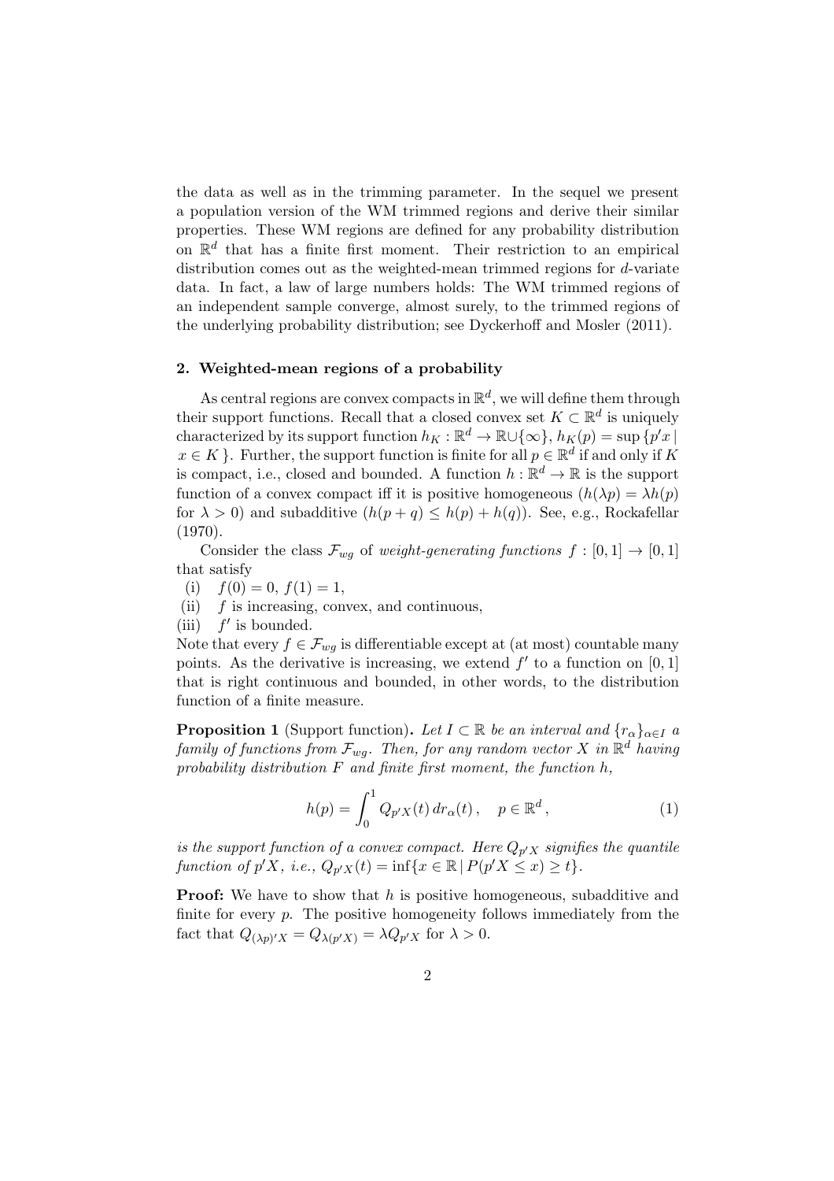the data as well as in the trimming parameter. In the sequel we present a population version of the WM trimmed regions and derive their similar properties. These WM regions are defined for any probability distribution on $\mathbb{R}^d$ that has a finite first moment. Their restriction to an empirical distribution comes out as the weighted-mean trimmed regions for $d$-variate data. In fact, a law of large numbers holds: The WM trimmed regions of an independent sample converge, almost surely, to the trimmed regions of the underlying probability distribution; see Dyckerhoff and Mosler (2011).

## 2. Weighted-mean regions of a probability

As central regions are convex compacts in $\mathbb{R}^d$, we will define them through their support functions. Recall that a closed convex set $K \subset \mathbb{R}^d$ is uniquely characterized by its support function $h_K : \mathbb{R}^d \to \mathbb{R} \cup \{\infty\}$, $h_K(p) = \sup\{p'x \mid x \in K\}$. Further, the support function is finite for all $p \in \mathbb{R}^d$ if and only if $K$ is compact, i.e., closed and bounded. A function $h : \mathbb{R}^d \to \mathbb{R}$ is the support function of a convex compact iff it is positive homogeneous ($h(\lambda p) = \lambda h(p)$ for $\lambda > 0$) and subadditive ($h(p+q) \leq h(p) + h(q)$). See, e.g., Rockafellar (1970).

Consider the class $\mathcal{F}_{wg}$ of *weight-generating functions* $f : [0,1] \to [0,1]$ that satisfy

(i) $f(0) = 0$, $f(1) = 1$,

(ii) $f$ is increasing, convex, and continuous,

(iii) $f'$ is bounded.

Note that every $f \in \mathcal{F}_{wg}$ is differentiable except at (at most) countable many points. As the derivative is increasing, we extend $f'$ to a function on $[0,1]$ that is right continuous and bounded, in other words, to the distribution function of a finite measure.

**Proposition 1** (Support function)**.** *Let $I \subset \mathbb{R}$ be an interval and $\{r_\alpha\}_{\alpha \in I}$ a family of functions from $\mathcal{F}_{wg}$. Then, for any random vector $X$ in $\mathbb{R}^d$ having probability distribution $F$ and finite first moment, the function $h$,*

$$h(p) = \int_0^1 Q_{p'X}(t)\, dr_\alpha(t)\,, \quad p \in \mathbb{R}^d\,, \tag{1}$$

*is the support function of a convex compact. Here $Q_{p'X}$ signifies the quantile function of $p'X$, i.e., $Q_{p'X}(t) = \inf\{x \in \mathbb{R} \mid P(p'X \leq x) \geq t\}$.*

**Proof:** We have to show that $h$ is positive homogeneous, subadditive and finite for every $p$. The positive homogeneity follows immediately from the fact that $Q_{(\lambda p)'X} = Q_{\lambda(p'X)} = \lambda Q_{p'X}$ for $\lambda > 0$.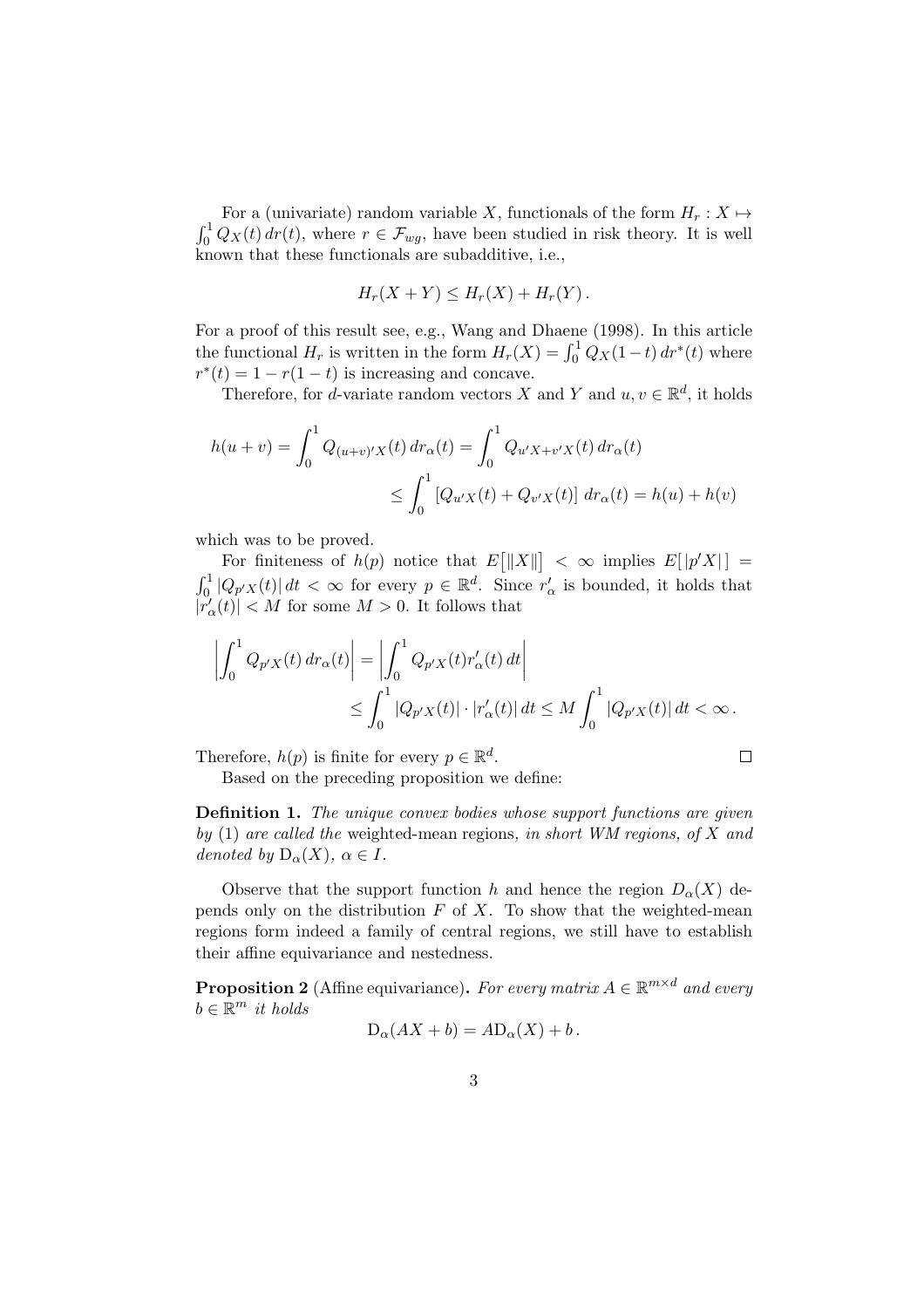For a (univariate) random variable $X$, functionals of the form $H_r : X \mapsto \int_0^1 Q_X(t)\, dr(t)$, where $r \in \mathcal{F}_{wg}$, have been studied in risk theory. It is well known that these functionals are subadditive, i.e.,

$$H_r(X+Y) \le H_r(X) + H_r(Y)\,.$$

For a proof of this result see, e.g., Wang and Dhaene (1998). In this article the functional $H_r$ is written in the form $H_r(X) = \int_0^1 Q_X(1-t)\, dr^*(t)$ where $r^*(t) = 1 - r(1-t)$ is increasing and concave.

Therefore, for $d$-variate random vectors $X$ and $Y$ and $u, v \in \mathbb{R}^d$, it holds

$$\begin{aligned} h(u+v) = \int_0^1 Q_{(u+v)'X}(t)\, dr_\alpha(t) &= \int_0^1 Q_{u'X+v'X}(t)\, dr_\alpha(t) \\ &\le \int_0^1 \left[Q_{u'X}(t) + Q_{v'X}(t)\right] dr_\alpha(t) = h(u) + h(v) \end{aligned}$$

which was to be proved.

For finiteness of $h(p)$ notice that $E\big[\|X\|\big] < \infty$ implies $E[\,|p'X|\,] = \int_0^1 |Q_{p'X}(t)|\, dt < \infty$ for every $p \in \mathbb{R}^d$. Since $r'_\alpha$ is bounded, it holds that $|r'_\alpha(t)| < M$ for some $M > 0$. It follows that

$$\begin{aligned} \left| \int_0^1 Q_{p'X}(t)\, dr_\alpha(t) \right| &= \left| \int_0^1 Q_{p'X}(t) r'_\alpha(t)\, dt \right| \\ &\le \int_0^1 |Q_{p'X}(t)| \cdot |r'_\alpha(t)|\, dt \le M \int_0^1 |Q_{p'X}(t)|\, dt < \infty\,. \end{aligned}$$

Therefore, $h(p)$ is finite for every $p \in \mathbb{R}^d$. □

Based on the preceding proposition we define:

**Definition 1.** *The unique convex bodies whose support functions are given by* (1) *are called the* weighted-mean regions*, in short WM regions, of $X$ and denoted by $\mathrm{D}_\alpha(X)$, $\alpha \in I$.*

Observe that the support function $h$ and hence the region $D_\alpha(X)$ depends only on the distribution $F$ of $X$. To show that the weighted-mean regions form indeed a family of central regions, we still have to establish their affine equivariance and nestedness.

**Proposition 2** (Affine equivariance)**.** *For every matrix $A \in \mathbb{R}^{m\times d}$ and every $b \in \mathbb{R}^m$ it holds*

$$\mathrm{D}_\alpha(AX+b) = A\mathrm{D}_\alpha(X) + b\,.$$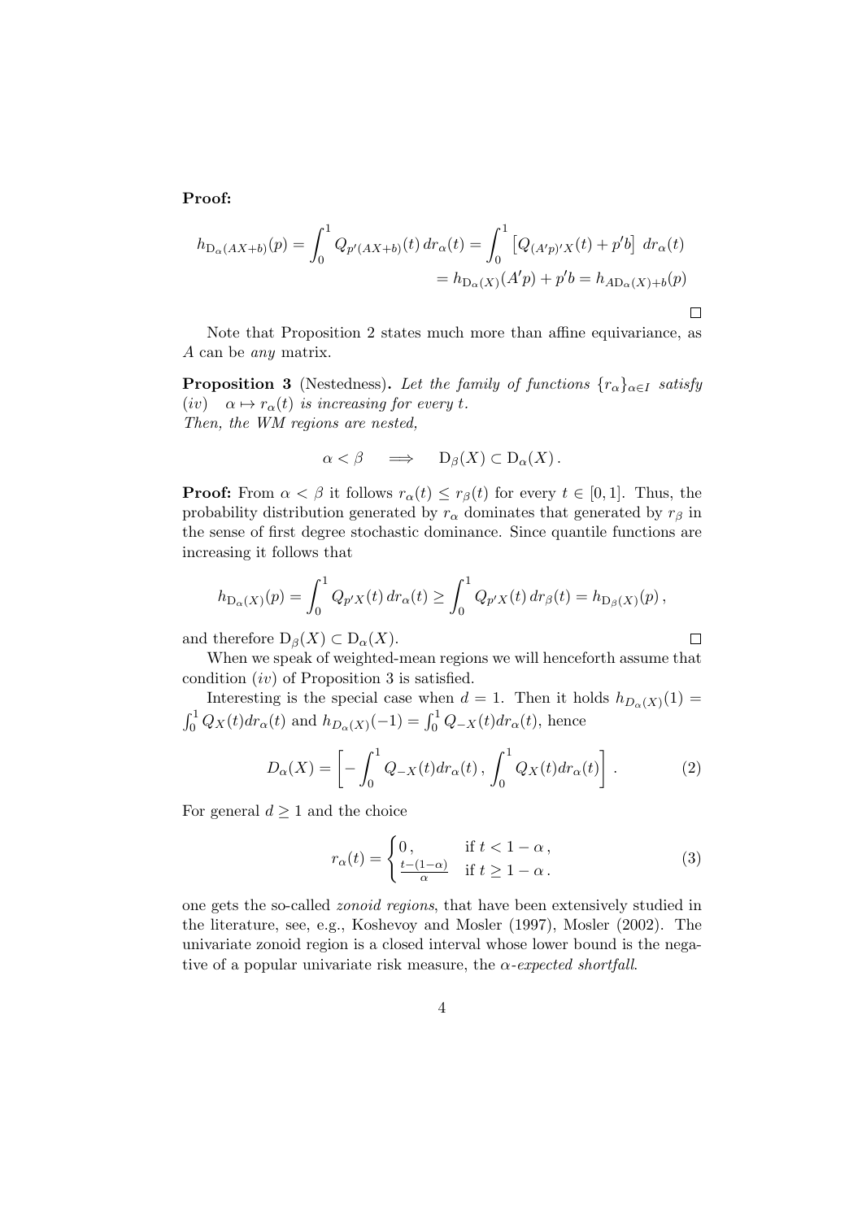**Proof:**

$$h_{\mathrm{D}_\alpha(AX+b)}(p) = \int_0^1 Q_{p'(AX+b)}(t)\, dr_\alpha(t) = \int_0^1 \left[Q_{(A'p)'X}(t) + p'b\right]\, dr_\alpha(t)$$
$$= h_{\mathrm{D}_\alpha(X)}(A'p) + p'b = h_{A\mathrm{D}_\alpha(X)+b}(p)$$

□

Note that Proposition 2 states much more than affine equivariance, as $A$ can be *any* matrix.

**Proposition 3** (Nestedness)**.** *Let the family of functions $\{r_\alpha\}_{\alpha \in I}$ satisfy $(iv)$ $\quad \alpha \mapsto r_\alpha(t)$ is increasing for every $t$.*
*Then, the WM regions are nested,*

$$\alpha < \beta \quad \Longrightarrow \quad \mathrm{D}_\beta(X) \subset \mathrm{D}_\alpha(X)\,.$$

**Proof:** From $\alpha < \beta$ it follows $r_\alpha(t) \le r_\beta(t)$ for every $t \in [0,1]$. Thus, the probability distribution generated by $r_\alpha$ dominates that generated by $r_\beta$ in the sense of first degree stochastic dominance. Since quantile functions are increasing it follows that

$$h_{\mathrm{D}_\alpha(X)}(p) = \int_0^1 Q_{p'X}(t)\, dr_\alpha(t) \ge \int_0^1 Q_{p'X}(t)\, dr_\beta(t) = h_{\mathrm{D}_\beta(X)}(p)\,,$$

and therefore $\mathrm{D}_\beta(X) \subset \mathrm{D}_\alpha(X)$. □

When we speak of weighted-mean regions we will henceforth assume that condition $(iv)$ of Proposition 3 is satisfied.

Interesting is the special case when $d = 1$. Then it holds $h_{D_\alpha(X)}(1) = \int_0^1 Q_X(t) dr_\alpha(t)$ and $h_{D_\alpha(X)}(-1) = \int_0^1 Q_{-X}(t) dr_\alpha(t)$, hence

$$D_\alpha(X) = \left[ -\int_0^1 Q_{-X}(t) dr_\alpha(t)\,,\, \int_0^1 Q_X(t) dr_\alpha(t) \right]\,. \tag{2}$$

For general $d \ge 1$ and the choice

$$r_\alpha(t) = \begin{cases} 0\,, & \text{if } t < 1-\alpha\,, \\ \frac{t-(1-\alpha)}{\alpha} & \text{if } t \ge 1-\alpha\,. \end{cases} \tag{3}$$

one gets the so-called *zonoid regions*, that have been extensively studied in the literature, see, e.g., Koshevoy and Mosler (1997), Mosler (2002). The univariate zonoid region is a closed interval whose lower bound is the negative of a popular univariate risk measure, the *$\alpha$-expected shortfall*.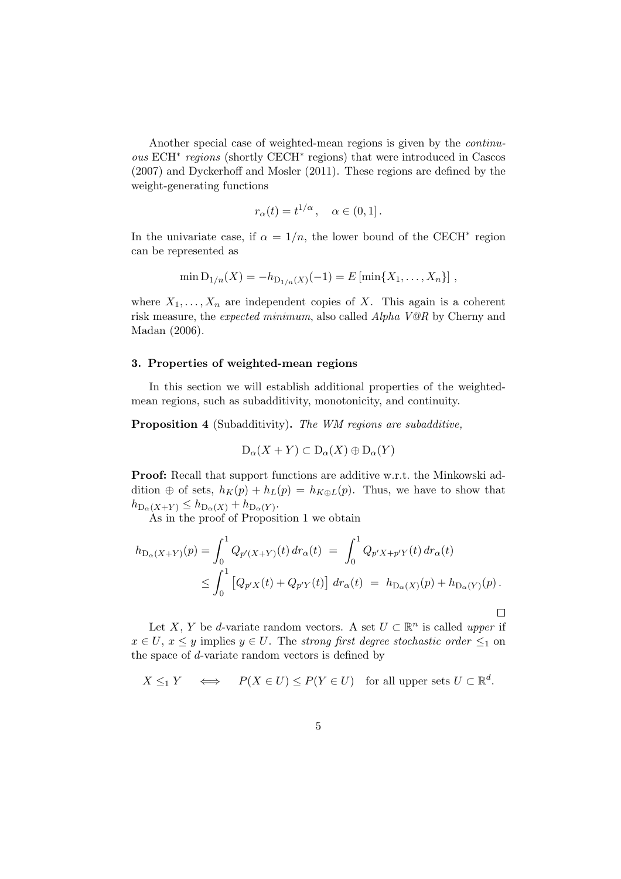Another special case of weighted-mean regions is given by the *continuous* ECH$^*$ *regions* (shortly CECH$^*$ regions) that were introduced in Cascos (2007) and Dyckerhoff and Mosler (2011). These regions are defined by the weight-generating functions

$$r_\alpha(t) = t^{1/\alpha}\,, \quad \alpha \in (0,1]\,.$$

In the univariate case, if $\alpha = 1/n$, the lower bound of the CECH$^*$ region can be represented as

$$\min \mathrm{D}_{1/n}(X) = -h_{\mathrm{D}_{1/n}(X)}(-1) = E\left[\min\{X_1,\ldots,X_n\}\right]\,,$$

where $X_1,\ldots,X_n$ are independent copies of $X$. This again is a coherent risk measure, the *expected minimum*, also called *Alpha V@R* by Cherny and Madan (2006).

### 3. Properties of weighted-mean regions

In this section we will establish additional properties of the weighted-mean regions, such as subadditivity, monotonicity, and continuity.

**Proposition 4** (Subadditivity)**.** *The WM regions are subadditive,*

$$\mathrm{D}_\alpha(X+Y) \subset \mathrm{D}_\alpha(X) \oplus \mathrm{D}_\alpha(Y)$$

**Proof:** Recall that support functions are additive w.r.t. the Minkowski addition $\oplus$ of sets, $h_K(p) + h_L(p) = h_{K\oplus L}(p)$. Thus, we have to show that $h_{\mathrm{D}_\alpha(X+Y)} \le h_{\mathrm{D}_\alpha(X)} + h_{\mathrm{D}_\alpha(Y)}$.

As in the proof of Proposition 1 we obtain

$$\begin{aligned}
h_{\mathrm{D}_\alpha(X+Y)}(p) = \int_0^1 Q_{p'(X+Y)}(t)\,dr_\alpha(t) \;&=\; \int_0^1 Q_{p'X+p'Y}(t)\,dr_\alpha(t) \\
&\le \int_0^1 \left[Q_{p'X}(t) + Q_{p'Y}(t)\right]\,dr_\alpha(t) \;=\; h_{\mathrm{D}_\alpha(X)}(p) + h_{\mathrm{D}_\alpha(Y)}(p)\,.
\end{aligned}$$

□

Let $X$, $Y$ be $d$-variate random vectors. A set $U \subset \mathbb{R}^n$ is called *upper* if $x \in U$, $x \le y$ implies $y \in U$. The *strong first degree stochastic order* $\le_1$ on the space of $d$-variate random vectors is defined by

$$X \le_1 Y \quad \Longleftrightarrow \quad P(X \in U) \le P(Y \in U) \quad \text{for all upper sets } U \subset \mathbb{R}^d.$$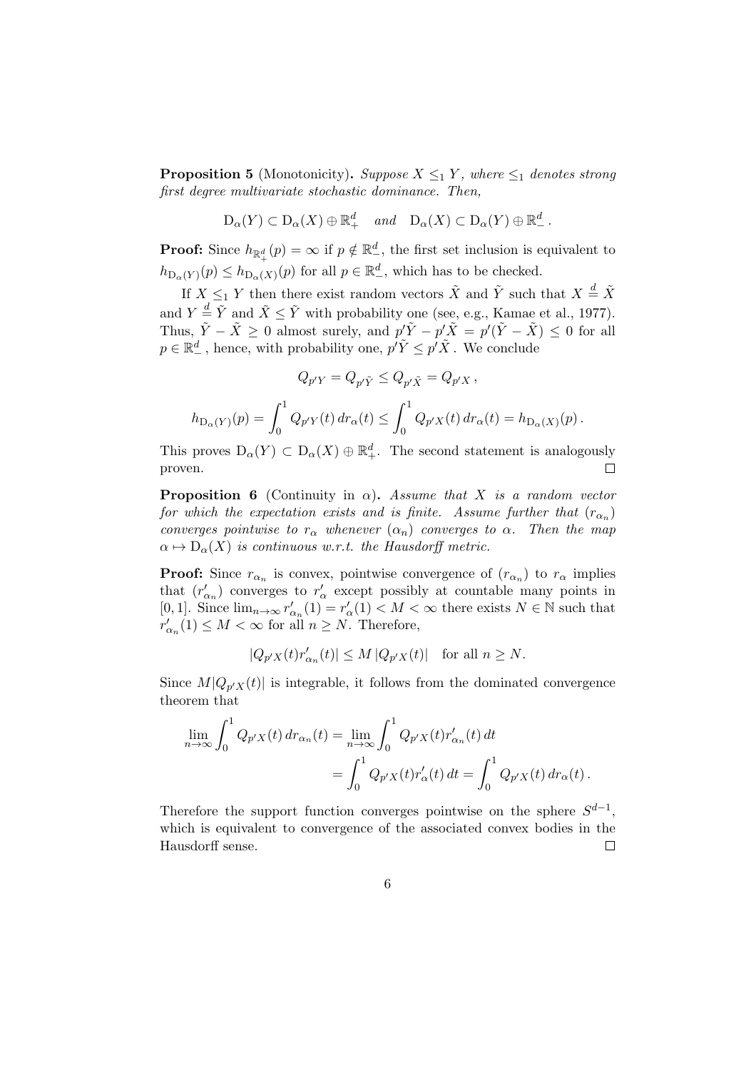**Proposition 5** (Monotonicity)**.** *Suppose $X \leq_1 Y$, where $\leq_1$ denotes strong first degree multivariate stochastic dominance. Then,*

$$\mathrm{D}_\alpha(Y) \subset \mathrm{D}_\alpha(X) \oplus \mathbb{R}^d_+ \quad \textit{and} \quad \mathrm{D}_\alpha(X) \subset \mathrm{D}_\alpha(Y) \oplus \mathbb{R}^d_- \,.$$

**Proof:** Since $h_{\mathbb{R}^d_+}(p) = \infty$ if $p \notin \mathbb{R}^d_-$, the first set inclusion is equivalent to $h_{\mathrm{D}_\alpha(Y)}(p) \leq h_{\mathrm{D}_\alpha(X)}(p)$ for all $p \in \mathbb{R}^d_-$, which has to be checked.

If $X \leq_1 Y$ then there exist random vectors $\tilde{X}$ and $\tilde{Y}$ such that $X \overset{d}{=} \tilde{X}$ and $Y \overset{d}{=} \tilde{Y}$ and $\tilde{X} \leq \tilde{Y}$ with probability one (see, e.g., Kamae et al., 1977). Thus, $\tilde{Y} - \tilde{X} \geq 0$ almost surely, and $p'\tilde{Y} - p'\tilde{X} = p'(\tilde{Y} - \tilde{X}) \leq 0$ for all $p \in \mathbb{R}^d_-$ , hence, with probability one, $p'\tilde{Y} \leq p'\tilde{X}$ . We conclude

$$Q_{p'Y} = Q_{p'\tilde{Y}} \leq Q_{p'\tilde{X}} = Q_{p'X} \,,$$

$$h_{\mathrm{D}_\alpha(Y)}(p) = \int_0^1 Q_{p'Y}(t)\, dr_\alpha(t) \leq \int_0^1 Q_{p'X}(t)\, dr_\alpha(t) = h_{\mathrm{D}_\alpha(X)}(p) \,.$$

This proves $\mathrm{D}_\alpha(Y) \subset \mathrm{D}_\alpha(X) \oplus \mathbb{R}^d_+$. The second statement is analogously proven. $\square$

**Proposition 6** (Continuity in $\alpha$)**.** *Assume that $X$ is a random vector for which the expectation exists and is finite. Assume further that $(r_{\alpha_n})$ converges pointwise to $r_\alpha$ whenever $(\alpha_n)$ converges to $\alpha$. Then the map $\alpha \mapsto \mathrm{D}_\alpha(X)$ is continuous w.r.t. the Hausdorff metric.*

**Proof:** Since $r_{\alpha_n}$ is convex, pointwise convergence of $(r_{\alpha_n})$ to $r_\alpha$ implies that $(r'_{\alpha_n})$ converges to $r'_\alpha$ except possibly at countable many points in $[0, 1]$. Since $\lim_{n\to\infty} r'_{\alpha_n}(1) = r'_\alpha(1) < M < \infty$ there exists $N \in \mathbb{N}$ such that $r'_{\alpha_n}(1) \leq M < \infty$ for all $n \geq N$. Therefore,

$$|Q_{p'X}(t) r'_{\alpha_n}(t)| \leq M\, |Q_{p'X}(t)| \quad \text{for all } n \geq N.$$

Since $M|Q_{p'X}(t)|$ is integrable, it follows from the dominated convergence theorem that

$$\begin{aligned}
\lim_{n\to\infty} \int_0^1 Q_{p'X}(t)\, dr_{\alpha_n}(t) &= \lim_{n\to\infty} \int_0^1 Q_{p'X}(t) r'_{\alpha_n}(t)\, dt \\
&= \int_0^1 Q_{p'X}(t) r'_\alpha(t)\, dt = \int_0^1 Q_{p'X}(t)\, dr_\alpha(t) \,.
\end{aligned}$$

Therefore the support function converges pointwise on the sphere $S^{d-1}$, which is equivalent to convergence of the associated convex bodies in the Hausdorff sense. $\square$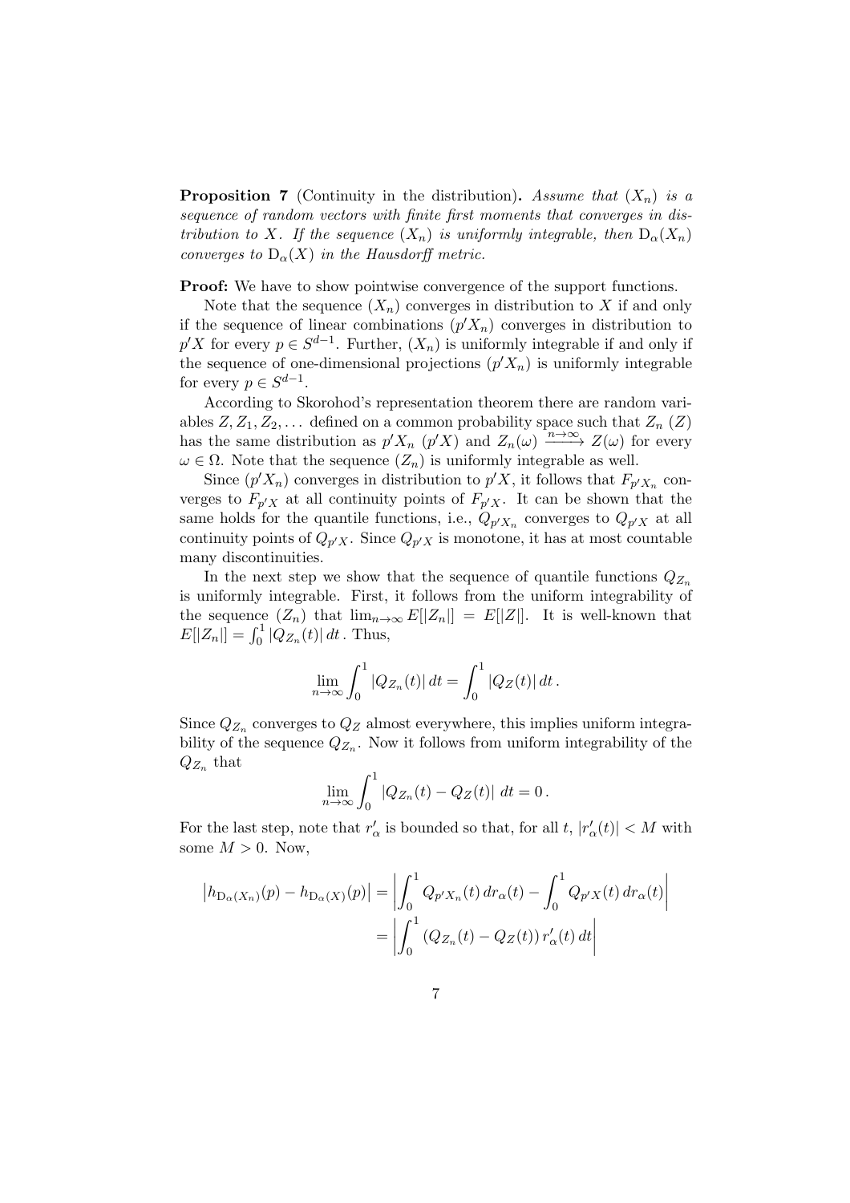**Proposition 7** (Continuity in the distribution)**.** *Assume that* $(X_n)$ *is a sequence of random vectors with finite first moments that converges in distribution to* $X$*. If the sequence* $(X_n)$ *is uniformly integrable, then* $\mathrm{D}_\alpha(X_n)$ *converges to* $\mathrm{D}_\alpha(X)$ *in the Hausdorff metric.*

**Proof:** We have to show pointwise convergence of the support functions.

Note that the sequence $(X_n)$ converges in distribution to $X$ if and only if the sequence of linear combinations $(p'X_n)$ converges in distribution to $p'X$ for every $p \in S^{d-1}$. Further, $(X_n)$ is uniformly integrable if and only if the sequence of one-dimensional projections $(p'X_n)$ is uniformly integrable for every $p \in S^{d-1}$.

According to Skorohod's representation theorem there are random variables $Z, Z_1, Z_2, \ldots$ defined on a common probability space such that $Z_n$ $(Z)$ has the same distribution as $p'X_n$ $(p'X)$ and $Z_n(\omega) \xrightarrow{n\to\infty} Z(\omega)$ for every $\omega \in \Omega$. Note that the sequence $(Z_n)$ is uniformly integrable as well.

Since $(p'X_n)$ converges in distribution to $p'X$, it follows that $F_{p'X_n}$ converges to $F_{p'X}$ at all continuity points of $F_{p'X}$. It can be shown that the same holds for the quantile functions, i.e., $Q_{p'X_n}$ converges to $Q_{p'X}$ at all continuity points of $Q_{p'X}$. Since $Q_{p'X}$ is monotone, it has at most countable many discontinuities.

In the next step we show that the sequence of quantile functions $Q_{Z_n}$ is uniformly integrable. First, it follows from the uniform integrability of the sequence $(Z_n)$ that $\lim_{n\to\infty} E[|Z_n|] = E[|Z|]$. It is well-known that $E[|Z_n|] = \int_0^1 |Q_{Z_n}(t)|\, dt$. Thus,

$$\lim_{n\to\infty} \int_0^1 |Q_{Z_n}(t)|\, dt = \int_0^1 |Q_Z(t)|\, dt\,.$$

Since $Q_{Z_n}$ converges to $Q_Z$ almost everywhere, this implies uniform integrability of the sequence $Q_{Z_n}$. Now it follows from uniform integrability of the $Q_{Z_n}$ that

$$\lim_{n\to\infty} \int_0^1 |Q_{Z_n}(t) - Q_Z(t)|\, dt = 0\,.$$

For the last step, note that $r'_\alpha$ is bounded so that, for all $t$, $|r'_\alpha(t)| < M$ with some $M > 0$. Now,

$$\begin{aligned}
\left|h_{\mathrm{D}_\alpha(X_n)}(p) - h_{\mathrm{D}_\alpha(X)}(p)\right| &= \left|\int_0^1 Q_{p'X_n}(t)\, dr_\alpha(t) - \int_0^1 Q_{p'X}(t)\, dr_\alpha(t)\right| \\
&= \left|\int_0^1 \left(Q_{Z_n}(t) - Q_Z(t)\right) r'_\alpha(t)\, dt\right|
\end{aligned}$$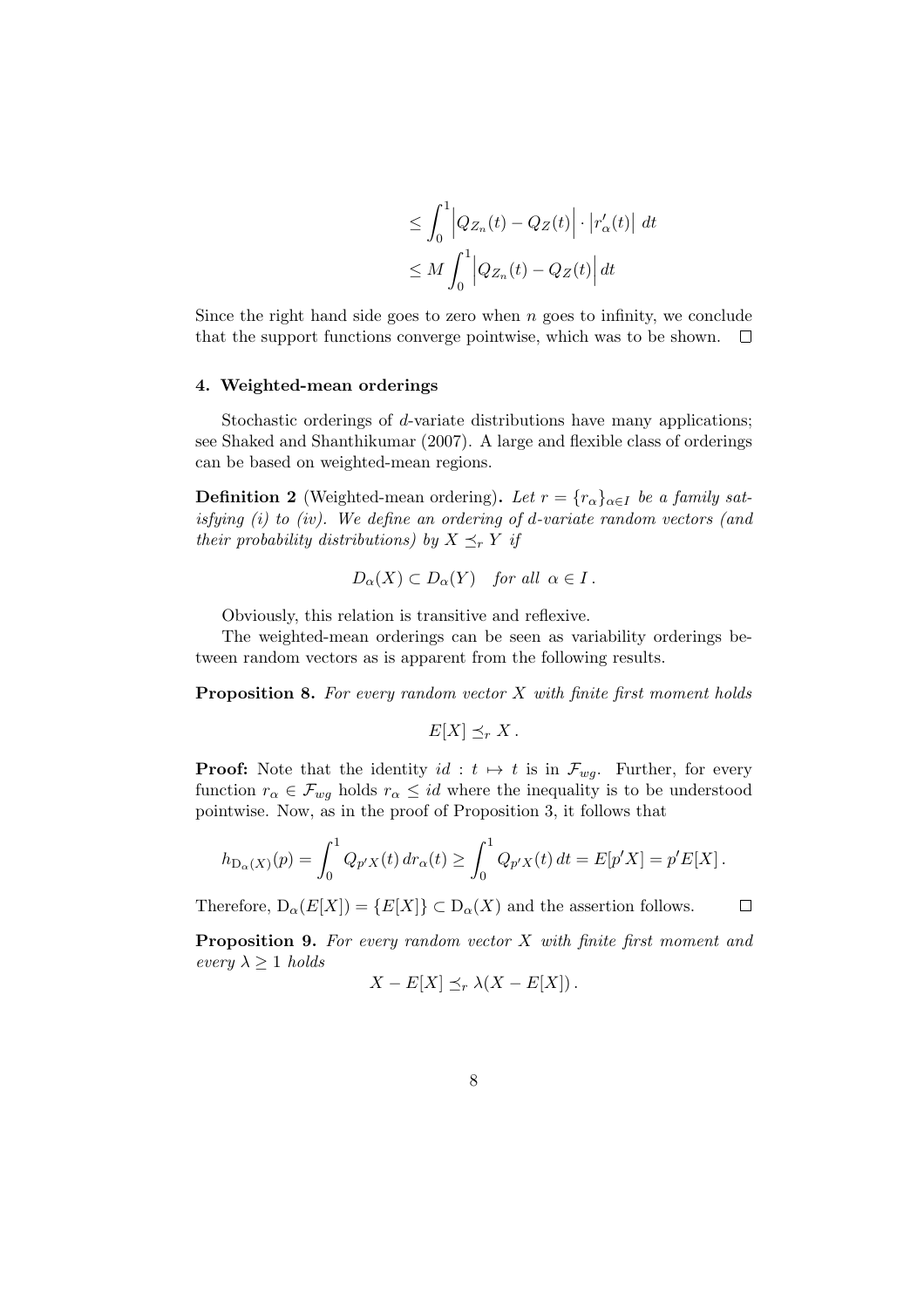$$
\begin{aligned}
&\leq \int_0^1 \Big| Q_{Z_n}(t) - Q_Z(t) \Big| \cdot \big| r'_\alpha(t) \big| \; dt \\
&\leq M \int_0^1 \Big| Q_{Z_n}(t) - Q_Z(t) \Big| \, dt
\end{aligned}
$$

Since the right hand side goes to zero when $n$ goes to infinity, we conclude that the support functions converge pointwise, which was to be shown. □

#### 4. Weighted-mean orderings

Stochastic orderings of $d$-variate distributions have many applications; see Shaked and Shanthikumar (2007). A large and flexible class of orderings can be based on weighted-mean regions.

**Definition 2** (Weighted-mean ordering)**.** *Let $r = \{r_\alpha\}_{\alpha \in I}$ be a family satisfying (i) to (iv). We define an ordering of $d$-variate random vectors (and their probability distributions) by $X \preceq_r Y$ if*

$$
D_\alpha(X) \subset D_\alpha(Y) \quad \textit{for all } \; \alpha \in I \, .
$$

Obviously, this relation is transitive and reflexive.

The weighted-mean orderings can be seen as variability orderings between random vectors as is apparent from the following results.

**Proposition 8.** *For every random vector $X$ with finite first moment holds*

$$
E[X] \preceq_r X \, .
$$

**Proof:** Note that the identity $id : t \mapsto t$ is in $\mathcal{F}_{wg}$. Further, for every function $r_\alpha \in \mathcal{F}_{wg}$ holds $r_\alpha \leq id$ where the inequality is to be understood pointwise. Now, as in the proof of Proposition 3, it follows that

$$
h_{\mathrm{D}_\alpha(X)}(p) = \int_0^1 Q_{p'X}(t) \, dr_\alpha(t) \geq \int_0^1 Q_{p'X}(t) \, dt = E[p'X] = p'E[X] \, .
$$

Therefore, $\mathrm{D}_\alpha(E[X]) = \{E[X]\} \subset \mathrm{D}_\alpha(X)$ and the assertion follows. □

**Proposition 9.** *For every random vector $X$ with finite first moment and every $\lambda \geq 1$ holds*

$$
X - E[X] \preceq_r \lambda(X - E[X]) \, .
$$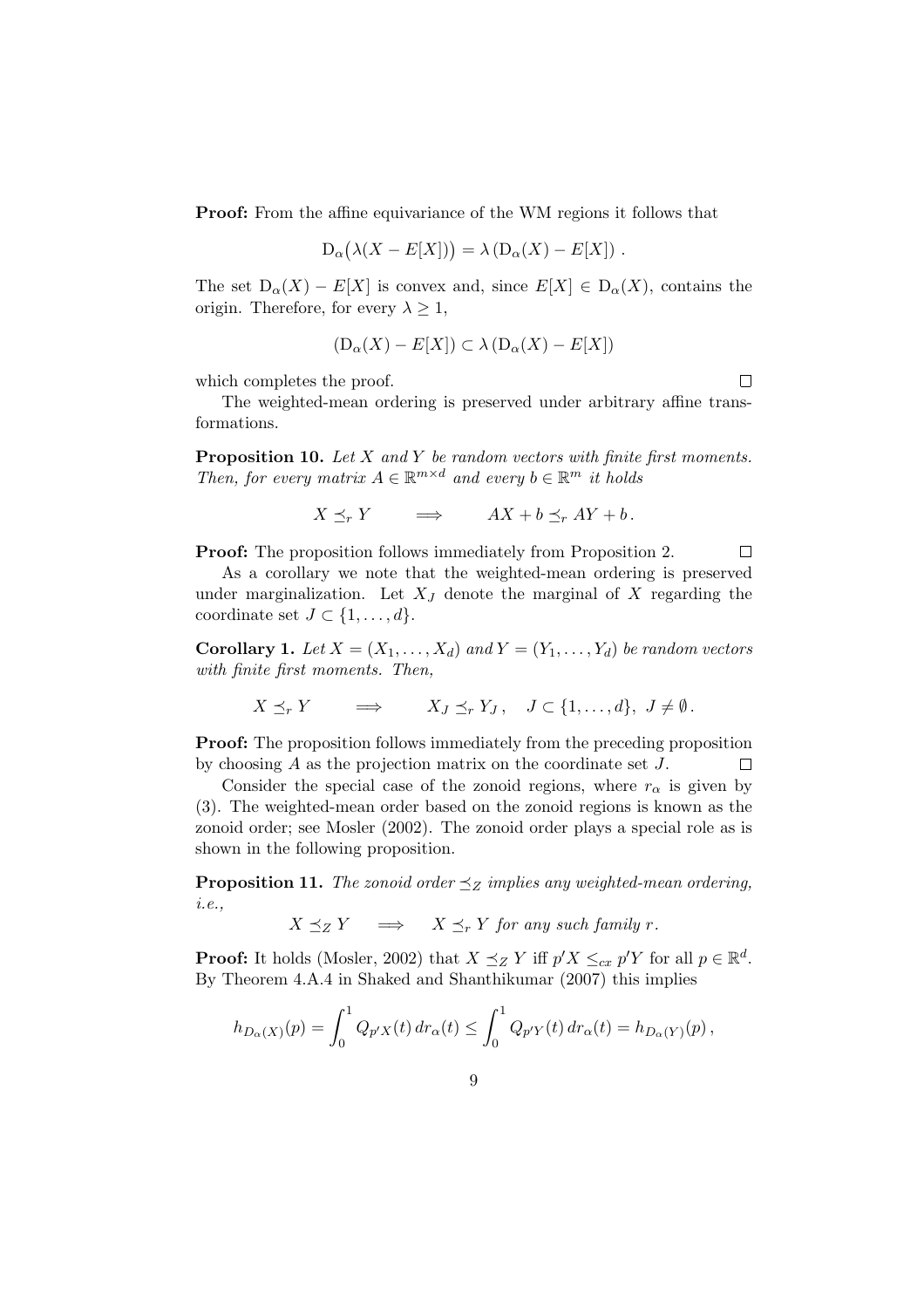**Proof:** From the affine equivariance of the WM regions it follows that

$$\mathrm{D}_\alpha\big(\lambda(X - E[X])\big) = \lambda \left(\mathrm{D}_\alpha(X) - E[X]\right) .$$

The set $\mathrm{D}_\alpha(X) - E[X]$ is convex and, since $E[X] \in \mathrm{D}_\alpha(X)$, contains the origin. Therefore, for every $\lambda \geq 1$,

$$\left(\mathrm{D}_\alpha(X) - E[X]\right) \subset \lambda \left(\mathrm{D}_\alpha(X) - E[X]\right)$$

which completes the proof. $\square$

The weighted-mean ordering is preserved under arbitrary affine transformations.

**Proposition 10.** *Let $X$ and $Y$ be random vectors with finite first moments. Then, for every matrix $A \in \mathbb{R}^{m\times d}$ and every $b \in \mathbb{R}^m$ it holds*

$$X \preceq_r Y \qquad \Longrightarrow \qquad AX + b \preceq_r AY + b\,.$$

**Proof:** The proposition follows immediately from Proposition 2. $\square$

As a corollary we note that the weighted-mean ordering is preserved under marginalization. Let $X_J$ denote the marginal of $X$ regarding the coordinate set $J \subset \{1, \ldots, d\}$.

**Corollary 1.** *Let $X = (X_1, \ldots, X_d)$ and $Y = (Y_1, \ldots, Y_d)$ be random vectors with finite first moments. Then,*

$$X \preceq_r Y \qquad \Longrightarrow \qquad X_J \preceq_r Y_J\,, \quad J \subset \{1, \ldots, d\},\ J \neq \emptyset\,.$$

**Proof:** The proposition follows immediately from the preceding proposition by choosing $A$ as the projection matrix on the coordinate set $J$. $\square$

Consider the special case of the zonoid regions, where $r_\alpha$ is given by (3). The weighted-mean order based on the zonoid regions is known as the zonoid order; see Mosler (2002). The zonoid order plays a special role as is shown in the following proposition.

**Proposition 11.** *The zonoid order $\preceq_Z$ implies any weighted-mean ordering, i.e.,*

$$X \preceq_Z Y \quad \Longrightarrow \quad X \preceq_r Y \text{ for any such family } r.$$

**Proof:** It holds (Mosler, 2002) that $X \preceq_Z Y$ iff $p'X \leq_{cx} p'Y$ for all $p \in \mathbb{R}^d$. By Theorem 4.A.4 in Shaked and Shanthikumar (2007) this implies

$$h_{D_\alpha(X)}(p) = \int_0^1 Q_{p'X}(t)\, dr_\alpha(t) \leq \int_0^1 Q_{p'Y}(t)\, dr_\alpha(t) = h_{D_\alpha(Y)}(p)\,,$$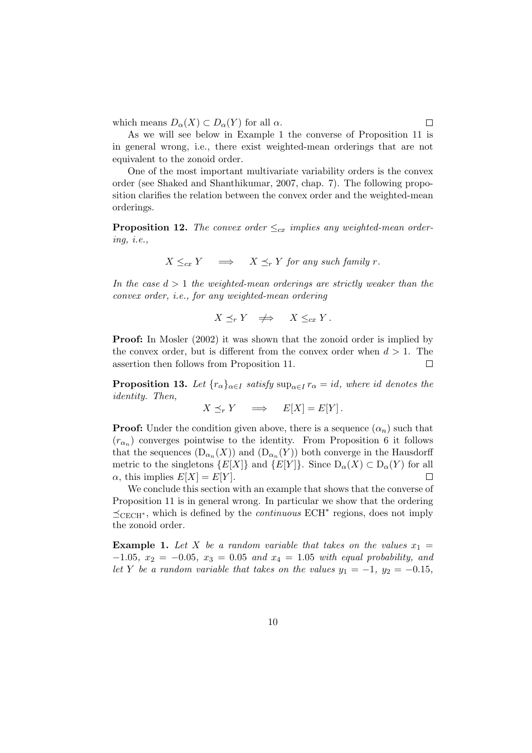which means $D_\alpha(X) \subset D_\alpha(Y)$ for all $\alpha$. $\square$

As we will see below in Example 1 the converse of Proposition 11 is in general wrong, i.e., there exist weighted-mean orderings that are not equivalent to the zonoid order.

One of the most important multivariate variability orders is the convex order (see Shaked and Shanthikumar, 2007, chap. 7). The following proposition clarifies the relation between the convex order and the weighted-mean orderings.

**Proposition 12.** *The convex order $\leq_{cx}$ implies any weighted-mean ordering, i.e.,*

$$X \leq_{cx} Y \quad \Longrightarrow \quad X \preceq_r Y \text{ for any such family } r.$$

*In the case $d > 1$ the weighted-mean orderings are strictly weaker than the convex order, i.e., for any weighted-mean ordering*

$$X \preceq_r Y \quad \not\Longrightarrow \quad X \leq_{cx} Y\,.$$

**Proof:** In Mosler (2002) it was shown that the zonoid order is implied by the convex order, but is different from the convex order when $d > 1$. The assertion then follows from Proposition 11. $\square$

**Proposition 13.** *Let $\{r_\alpha\}_{\alpha \in I}$ satisfy $\sup_{\alpha \in I} r_\alpha = id$, where $id$ denotes the identity. Then,*

$$X \preceq_r Y \quad \Longrightarrow \quad E[X] = E[Y]\,.$$

**Proof:** Under the condition given above, there is a sequence $(\alpha_n)$ such that $(r_{\alpha_n})$ converges pointwise to the identity. From Proposition 6 it follows that the sequences $(\mathrm{D}_{\alpha_n}(X))$ and $(\mathrm{D}_{\alpha_n}(Y))$ both converge in the Hausdorff metric to the singletons $\{E[X]\}$ and $\{E[Y]\}$. Since $\mathrm{D}_\alpha(X) \subset \mathrm{D}_\alpha(Y)$ for all $\alpha$, this implies $E[X] = E[Y]$. $\square$

We conclude this section with an example that shows that the converse of Proposition 11 is in general wrong. In particular we show that the ordering $\preceq_{\mathrm{CECH}^*}$, which is defined by the *continuous* $\mathrm{ECH}^*$ regions, does not imply the zonoid order.

**Example 1.** *Let $X$ be a random variable that takes on the values $x_1 = -1.05$, $x_2 = -0.05$, $x_3 = 0.05$ and $x_4 = 1.05$ with equal probability, and let $Y$ be a random variable that takes on the values $y_1 = -1$, $y_2 = -0.15$,*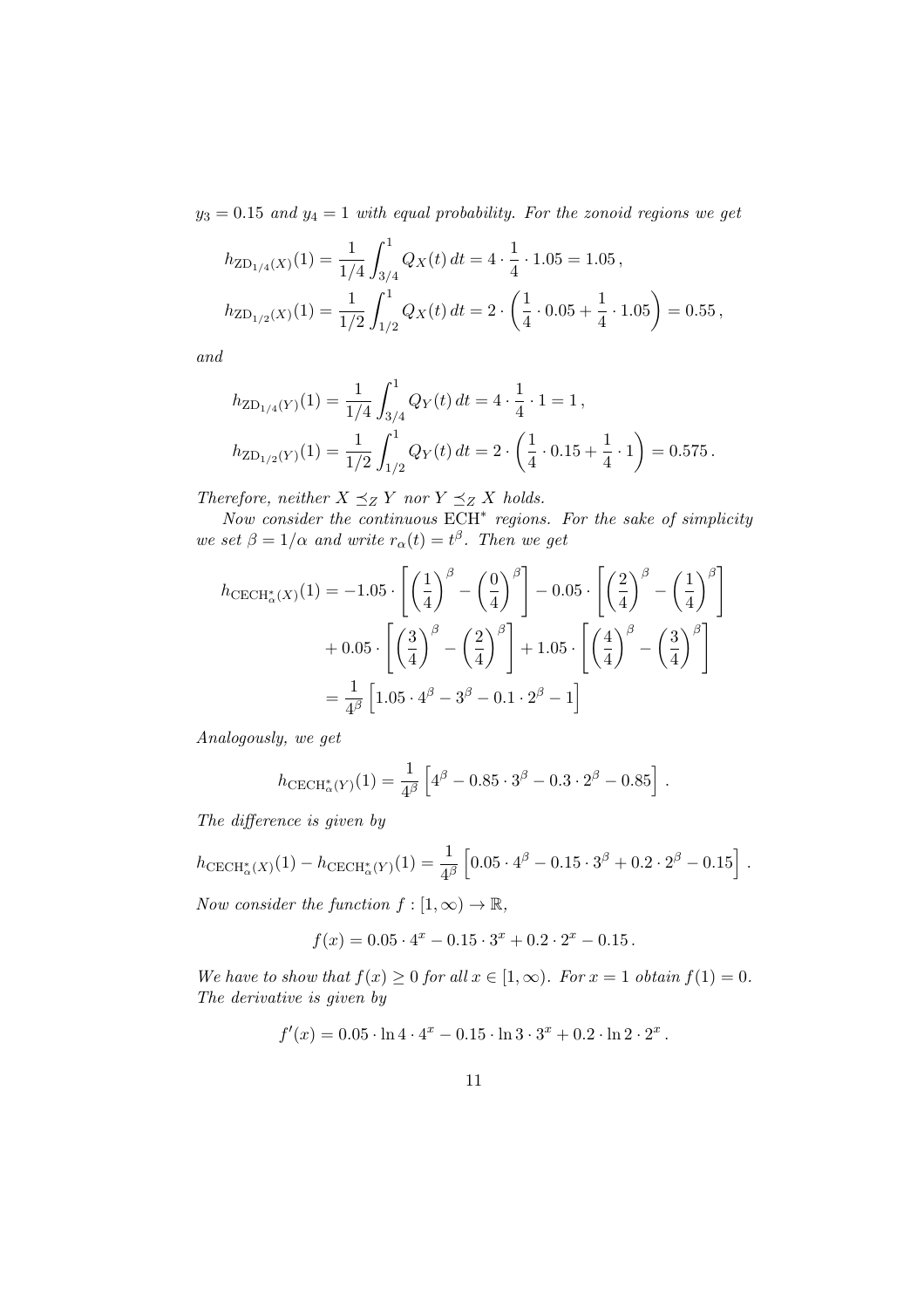$y_3 = 0.15$ *and* $y_4 = 1$ *with equal probability. For the zonoid regions we get*

$$
\begin{aligned}
h_{\mathrm{ZD}_{1/4}(X)}(1) &= \frac{1}{1/4}\int_{3/4}^{1} Q_X(t)\,dt = 4\cdot\frac{1}{4}\cdot 1.05 = 1.05\,,\\
h_{\mathrm{ZD}_{1/2}(X)}(1) &= \frac{1}{1/2}\int_{1/2}^{1} Q_X(t)\,dt = 2\cdot\left(\frac{1}{4}\cdot 0.05 + \frac{1}{4}\cdot 1.05\right) = 0.55\,,
\end{aligned}
$$

*and*

$$
\begin{aligned}
h_{\mathrm{ZD}_{1/4}(Y)}(1) &= \frac{1}{1/4}\int_{3/4}^{1} Q_Y(t)\,dt = 4\cdot\frac{1}{4}\cdot 1 = 1\,,\\
h_{\mathrm{ZD}_{1/2}(Y)}(1) &= \frac{1}{1/2}\int_{1/2}^{1} Q_Y(t)\,dt = 2\cdot\left(\frac{1}{4}\cdot 0.15 + \frac{1}{4}\cdot 1\right) = 0.575\,.
\end{aligned}
$$

*Therefore, neither* $X \preceq_Z Y$ *nor* $Y \preceq_Z X$ *holds.*

*Now consider the continuous* $\mathrm{ECH}^*$ *regions. For the sake of simplicity we set* $\beta = 1/\alpha$ *and write* $r_\alpha(t) = t^\beta$*. Then we get*

$$
\begin{aligned}
h_{\mathrm{CECH}^*_\alpha(X)}(1) &= -1.05\cdot\left[\left(\frac{1}{4}\right)^\beta - \left(\frac{0}{4}\right)^\beta\right] - 0.05\cdot\left[\left(\frac{2}{4}\right)^\beta - \left(\frac{1}{4}\right)^\beta\right]\\
&\quad + 0.05\cdot\left[\left(\frac{3}{4}\right)^\beta - \left(\frac{2}{4}\right)^\beta\right] + 1.05\cdot\left[\left(\frac{4}{4}\right)^\beta - \left(\frac{3}{4}\right)^\beta\right]\\
&= \frac{1}{4^\beta}\left[1.05\cdot 4^\beta - 3^\beta - 0.1\cdot 2^\beta - 1\right]
\end{aligned}
$$

*Analogously, we get*

$$
h_{\mathrm{CECH}^*_\alpha(Y)}(1) = \frac{1}{4^\beta}\left[4^\beta - 0.85\cdot 3^\beta - 0.3\cdot 2^\beta - 0.85\right]\,.
$$

*The difference is given by*

$$
h_{\mathrm{CECH}^*_\alpha(X)}(1) - h_{\mathrm{CECH}^*_\alpha(Y)}(1) = \frac{1}{4^\beta}\left[0.05\cdot 4^\beta - 0.15\cdot 3^\beta + 0.2\cdot 2^\beta - 0.15\right]\,.
$$

*Now consider the function* $f : [1,\infty) \to \mathbb{R}$*,*

$$
f(x) = 0.05\cdot 4^x - 0.15\cdot 3^x + 0.2\cdot 2^x - 0.15\,.
$$

*We have to show that* $f(x) \geq 0$ *for all* $x \in [1,\infty)$*. For* $x = 1$ *obtain* $f(1) = 0$*. The derivative is given by*

$$
f'(x) = 0.05\cdot\ln 4\cdot 4^x - 0.15\cdot\ln 3\cdot 3^x + 0.2\cdot\ln 2\cdot 2^x\,.
$$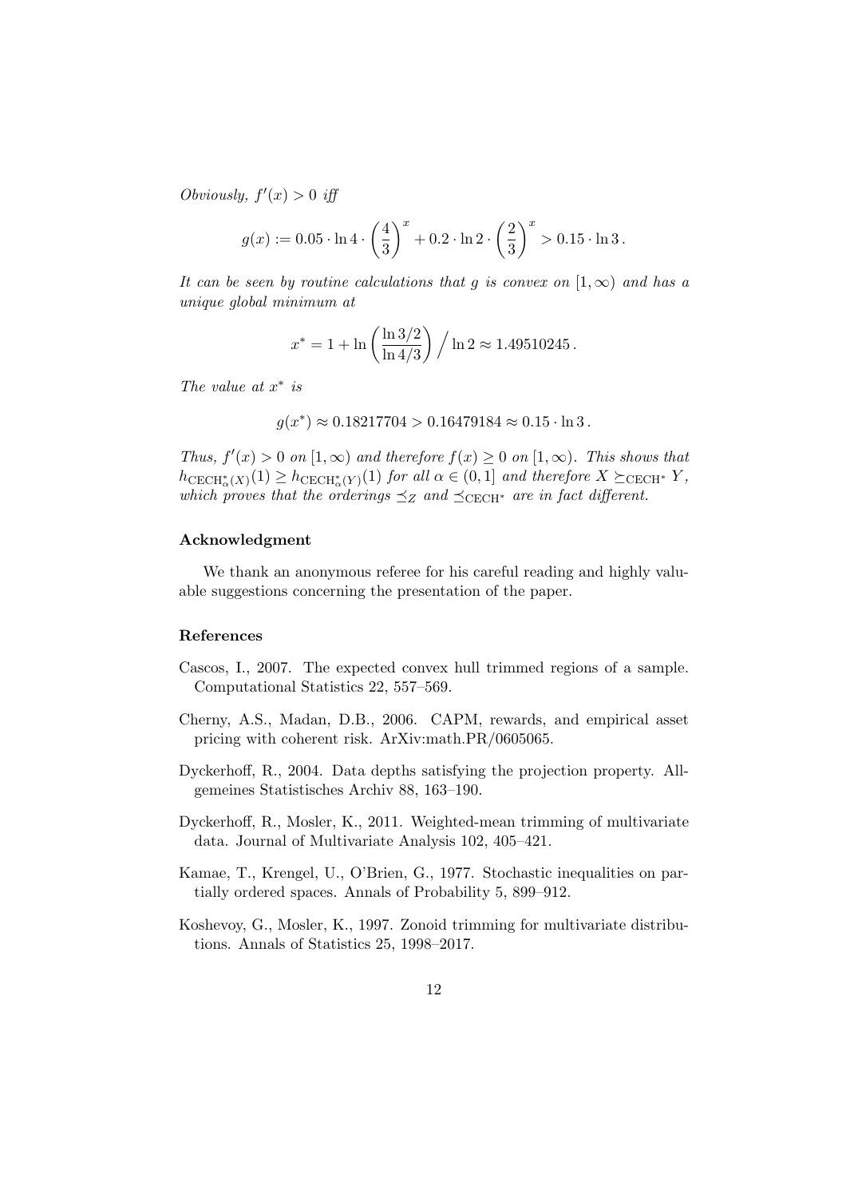*Obviously, $f'(x) > 0$ iff*

$$g(x) := 0.05 \cdot \ln 4 \cdot \left(\frac{4}{3}\right)^x + 0.2 \cdot \ln 2 \cdot \left(\frac{2}{3}\right)^x > 0.15 \cdot \ln 3 \,.$$

*It can be seen by routine calculations that $g$ is convex on $[1, \infty)$ and has a unique global minimum at*

$$x^* = 1 + \ln\left(\frac{\ln 3/2}{\ln 4/3}\right) \Big/ \ln 2 \approx 1.49510245 \,.$$

*The value at $x^*$ is*

$$g(x^*) \approx 0.18217704 > 0.16479184 \approx 0.15 \cdot \ln 3 \,.$$

*Thus, $f'(x) > 0$ on $[1, \infty)$ and therefore $f(x) \geq 0$ on $[1, \infty)$. This shows that $h_{\mathrm{CECH}^*_\alpha(X)}(1) \geq h_{\mathrm{CECH}^*_\alpha(Y)}(1)$ for all $\alpha \in (0, 1]$ and therefore $X \succeq_{\mathrm{CECH}^*} Y$, which proves that the orderings $\preceq_Z$ and $\preceq_{\mathrm{CECH}^*}$ are in fact different.*

## Acknowledgment

We thank an anonymous referee for his careful reading and highly valuable suggestions concerning the presentation of the paper.

## References

Cascos, I., 2007. The expected convex hull trimmed regions of a sample. Computational Statistics 22, 557–569.

Cherny, A.S., Madan, D.B., 2006. CAPM, rewards, and empirical asset pricing with coherent risk. ArXiv:math.PR/0605065.

Dyckerhoff, R., 2004. Data depths satisfying the projection property. Allgemeines Statistisches Archiv 88, 163–190.

Dyckerhoff, R., Mosler, K., 2011. Weighted-mean trimming of multivariate data. Journal of Multivariate Analysis 102, 405–421.

Kamae, T., Krengel, U., O'Brien, G., 1977. Stochastic inequalities on partially ordered spaces. Annals of Probability 5, 899–912.

Koshevoy, G., Mosler, K., 1997. Zonoid trimming for multivariate distributions. Annals of Statistics 25, 1998–2017.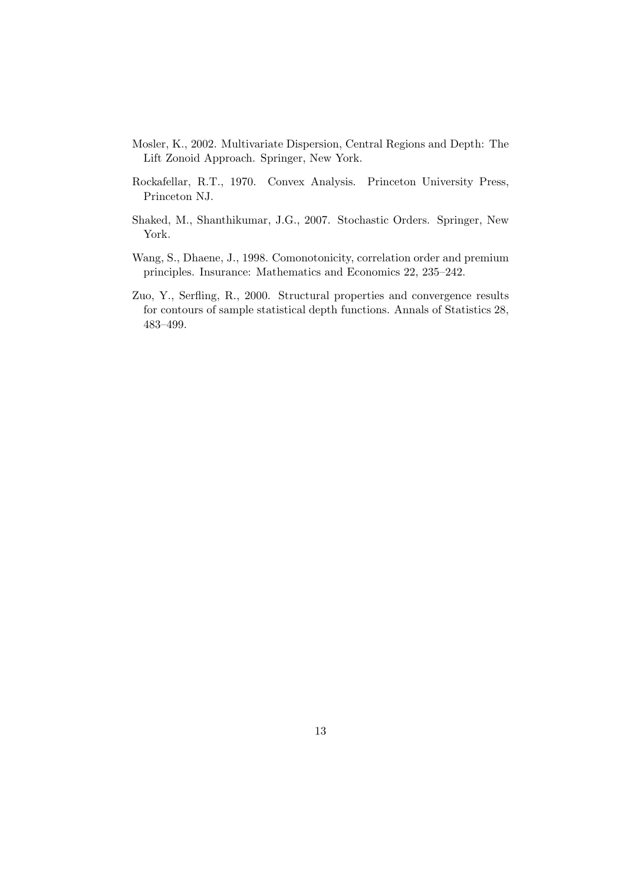Mosler, K., 2002. Multivariate Dispersion, Central Regions and Depth: The Lift Zonoid Approach. Springer, New York.

Rockafellar, R.T., 1970. Convex Analysis. Princeton University Press, Princeton NJ.

Shaked, M., Shanthikumar, J.G., 2007. Stochastic Orders. Springer, New York.

Wang, S., Dhaene, J., 1998. Comonotonicity, correlation order and premium principles. Insurance: Mathematics and Economics 22, 235–242.

Zuo, Y., Serfling, R., 2000. Structural properties and convergence results for contours of sample statistical depth functions. Annals of Statistics 28, 483–499.